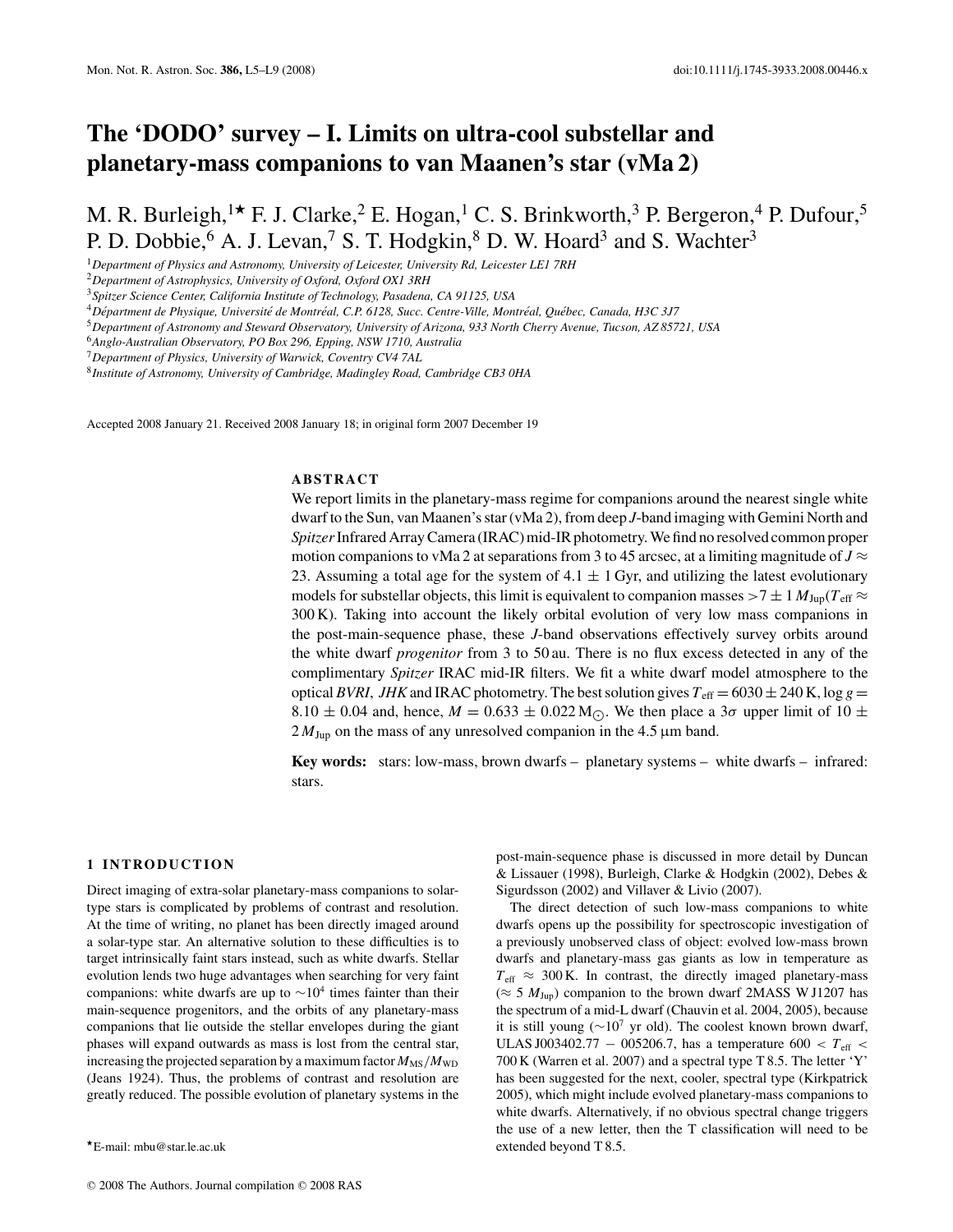# The 'DODO' survey – I. Limits on ultra-cool substellar and planetary-mass companions to van Maanen's star (vMa 2)

M. R. Burleigh,[1★] F. J. Clarke,[2] E. Hogan,[1] C. S. Brinkworth,[3] P. Bergeron,[4] P. Dufour,[5] P. D. Dobbie,[6] A. J. Levan,[7] S. T. Hodgkin,[8] D. W. Hoard[3] and S. Wachter[3]

[1]*Department of Physics and Astronomy, University of Leicester, University Rd, Leicester LE1 7RH*
[2]*Department of Astrophysics, University of Oxford, Oxford OX1 3RH*
[3]*Spitzer Science Center, California Institute of Technology, Pasadena, CA 91125, USA*
[4]*Département de Physique, Université de Montréal, C.P. 6128, Succ. Centre-Ville, Montréal, Québec, Canada, H3C 3J7*
[5]*Department of Astronomy and Steward Observatory, University of Arizona, 933 North Cherry Avenue, Tucson, AZ 85721, USA*
[6]*Anglo-Australian Observatory, PO Box 296, Epping, NSW 1710, Australia*
[7]*Department of Physics, University of Warwick, Coventry CV4 7AL*
[8]*Institute of Astronomy, University of Cambridge, Madingley Road, Cambridge CB3 0HA*

Accepted 2008 January 21. Received 2008 January 18; in original form 2007 December 19

## ABSTRACT

We report limits in the planetary-mass regime for companions around the nearest single white dwarf to the Sun, van Maanen's star (vMa 2), from deep *J*-band imaging with Gemini North and *Spitzer* Infrared Array Camera (IRAC) mid-IR photometry. We find no resolved common proper motion companions to vMa 2 at separations from 3 to 45 arcsec, at a limiting magnitude of $J \approx 23$. Assuming a total age for the system of $4.1 \pm 1$ Gyr, and utilizing the latest evolutionary models for substellar objects, this limit is equivalent to companion masses $>7 \pm 1\,M_{\rm Jup}$($T_{\rm eff} \approx 300$ K). Taking into account the likely orbital evolution of very low mass companions in the post-main-sequence phase, these *J*-band observations effectively survey orbits around the white dwarf *progenitor* from 3 to 50 au. There is no flux excess detected in any of the complimentary *Spitzer* IRAC mid-IR filters. We fit a white dwarf model atmosphere to the optical *BVRI*, *JHK* and IRAC photometry. The best solution gives $T_{\rm eff} = 6030 \pm 240$ K, $\log g = 8.10 \pm 0.04$ and, hence, $M = 0.633 \pm 0.022\,{\rm M}_{\odot}$. We then place a $3\sigma$ upper limit of $10 \pm 2\,M_{\rm Jup}$ on the mass of any unresolved companion in the 4.5 μm band.

**Key words:** stars: low-mass, brown dwarfs – planetary systems – white dwarfs – infrared: stars.

## 1 INTRODUCTION

Direct imaging of extra-solar planetary-mass companions to solar-type stars is complicated by problems of contrast and resolution. At the time of writing, no planet has been directly imaged around a solar-type star. An alternative solution to these difficulties is to target intrinsically faint stars instead, such as white dwarfs. Stellar evolution lends two huge advantages when searching for very faint companions: white dwarfs are up to $\sim10^4$ times fainter than their main-sequence progenitors, and the orbits of any planetary-mass companions that lie outside the stellar envelopes during the giant phases will expand outwards as mass is lost from the central star, increasing the projected separation by a maximum factor $M_{\rm MS}/M_{\rm WD}$ (Jeans 1924). Thus, the problems of contrast and resolution are greatly reduced. The possible evolution of planetary systems in the post-main-sequence phase is discussed in more detail by Duncan & Lissauer (1998), Burleigh, Clarke & Hodgkin (2002), Debes & Sigurdsson (2002) and Villaver & Livio (2007).

The direct detection of such low-mass companions to white dwarfs opens up the possibility for spectroscopic investigation of a previously unobserved class of object: evolved low-mass brown dwarfs and planetary-mass gas giants as low in temperature as $T_{\rm eff} \approx 300$ K. In contrast, the directly imaged planetary-mass ($\approx 5\,M_{\rm Jup}$) companion to the brown dwarf 2MASS W J1207 has the spectrum of a mid-L dwarf (Chauvin et al. 2004, 2005), because it is still young ($\sim10^7$ yr old). The coolest known brown dwarf, ULAS J003402.77 − 005206.7, has a temperature $600 < T_{\rm eff} < 700$ K (Warren et al. 2007) and a spectral type T 8.5. The letter 'Y' has been suggested for the next, cooler, spectral type (Kirkpatrick 2005), which might include evolved planetary-mass companions to white dwarfs. Alternatively, if no obvious spectral change triggers the use of a new letter, then the T classification will need to be extended beyond T 8.5.

★E-mail: mbu@star.le.ac.uk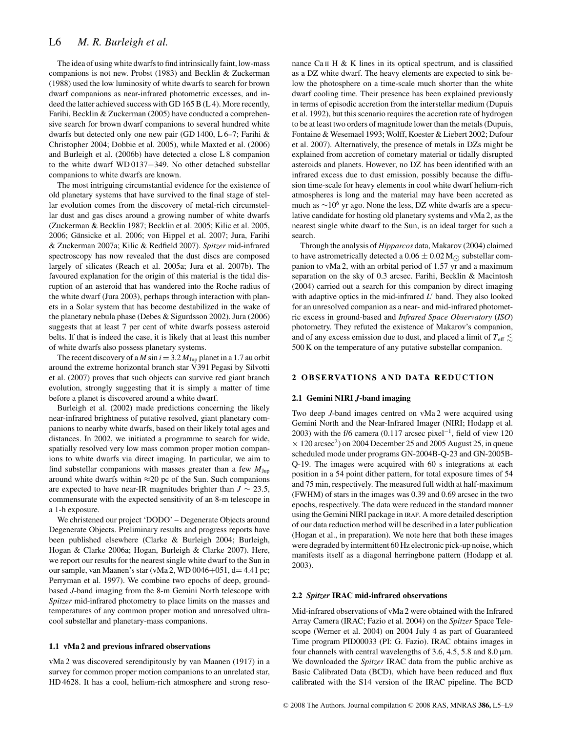The idea of using white dwarfs to find intrinsically faint, low-mass companions is not new. Probst (1983) and Becklin & Zuckerman (1988) used the low luminosity of white dwarfs to search for brown dwarf companions as near-infrared photometric excesses, and indeed the latter achieved success with GD 165 B (L 4). More recently, Farihi, Becklin & Zuckerman (2005) have conducted a comprehensive search for brown dwarf companions to several hundred white dwarfs but detected only one new pair (GD 1400, L 6–7; Farihi & Christopher 2004; Dobbie et al. 2005), while Maxted et al. (2006) and Burleigh et al. (2006b) have detected a close L 8 companion to the white dwarf WD 0137−349. No other detached substellar companions to white dwarfs are known.

The most intriguing circumstantial evidence for the existence of old planetary systems that have survived to the final stage of stellar evolution comes from the discovery of metal-rich circumstellar dust and gas discs around a growing number of white dwarfs (Zuckerman & Becklin 1987; Becklin et al. 2005; Kilic et al. 2005, 2006; Gänsicke et al. 2006; von Hippel et al. 2007; Jura, Farihi & Zuckerman 2007a; Kilic & Redfield 2007). *Spitzer* mid-infrared spectroscopy has now revealed that the dust discs are composed largely of silicates (Reach et al. 2005a; Jura et al. 2007b). The favoured explanation for the origin of this material is the tidal disruption of an asteroid that has wandered into the Roche radius of the white dwarf (Jura 2003), perhaps through interaction with planets in a Solar system that has become destabilized in the wake of the planetary nebula phase (Debes & Sigurdsson 2002). Jura (2006) suggests that at least 7 per cent of white dwarfs possess asteroid belts. If that is indeed the case, it is likely that at least this number of white dwarfs also possess planetary systems.

The recent discovery of a $M \sin i = 3.2\,M_{\mathrm{Jup}}$ planet in a 1.7 au orbit around the extreme horizontal branch star V391 Pegasi by Silvotti et al. (2007) proves that such objects can survive red giant branch evolution, strongly suggesting that it is simply a matter of time before a planet is discovered around a white dwarf.

Burleigh et al. (2002) made predictions concerning the likely near-infrared brightness of putative resolved, giant planetary companions to nearby white dwarfs, based on their likely total ages and distances. In 2002, we initiated a programme to search for wide, spatially resolved very low mass common proper motion companions to white dwarfs via direct imaging. In particular, we aim to find substellar companions with masses greater than a few $M_{\mathrm{Jup}}$ around white dwarfs within ≈20 pc of the Sun. Such companions are expected to have near-IR magnitudes brighter than $J \sim 23.5$, commensurate with the expected sensitivity of an 8-m telescope in a 1-h exposure.

We christened our project 'DODO' – Degenerate Objects around Degenerate Objects. Preliminary results and progress reports have been published elsewhere (Clarke & Burleigh 2004; Burleigh, Hogan & Clarke 2006a; Hogan, Burleigh & Clarke 2007). Here, we report our results for the nearest single white dwarf to the Sun in our sample, van Maanen's star (vMa 2, WD 0046+051, d= 4.41 pc; Perryman et al. 1997). We combine two epochs of deep, ground-based *J*-band imaging from the 8-m Gemini North telescope with *Spitzer* mid-infrared photometry to place limits on the masses and temperatures of any common proper motion and unresolved ultracool substellar and planetary-mass companions.

### 1.1 vMa 2 and previous infrared observations

vMa 2 was discovered serendipitously by van Maanen (1917) in a survey for common proper motion companions to an unrelated star, HD 4628. It has a cool, helium-rich atmosphere and strong resonance Ca II H & K lines in its optical spectrum, and is classified as a DZ white dwarf. The heavy elements are expected to sink below the photosphere on a time-scale much shorter than the white dwarf cooling time. Their presence has been explained previously in terms of episodic accretion from the interstellar medium (Dupuis et al. 1992), but this scenario requires the accretion rate of hydrogen to be at least two orders of magnitude lower than the metals (Dupuis, Fontaine & Wesemael 1993; Wolff, Koester & Liebert 2002; Dufour et al. 2007). Alternatively, the presence of metals in DZs might be explained from accretion of cometary material or tidally disrupted asteroids and planets. However, no DZ has been identified with an infrared excess due to dust emission, possibly because the diffusion time-scale for heavy elements in cool white dwarf helium-rich atmospheres is long and the material may have been accreted as much as $\sim 10^6$ yr ago. None the less, DZ white dwarfs are a speculative candidate for hosting old planetary systems and vMa 2, as the nearest single white dwarf to the Sun, is an ideal target for such a search.

Through the analysis of *Hipparcos* data, Makarov (2004) claimed to have astrometrically detected a $0.06 \pm 0.02\,\mathrm{M}_{\odot}$ substellar companion to vMa 2, with an orbital period of 1.57 yr and a maximum separation on the sky of 0.3 arcsec. Farihi, Becklin & Macintosh (2004) carried out a search for this companion by direct imaging with adaptive optics in the mid-infrared $L'$ band. They also looked for an unresolved companion as a near- and mid-infrared photometric excess in ground-based and *Infrared Space Observatory* (*ISO*) photometry. They refuted the existence of Makarov's companion, and of any excess emission due to dust, and placed a limit of $T_{\mathrm{eff}} \lesssim 500$ K on the temperature of any putative substellar companion.

## 2 OBSERVATIONS AND DATA REDUCTION

### 2.1 Gemini NIRI *J*-band imaging

Two deep *J*-band images centred on vMa 2 were acquired using Gemini North and the Near-Infrared Imager (NIRI; Hodapp et al. 2003) with the f/6 camera (0.117 arcsec pixel$^{-1}$, field of view 120 × 120 arcsec$^2$) on 2004 December 25 and 2005 August 25, in queue scheduled mode under programs GN-2004B-Q-23 and GN-2005B-Q-19. The images were acquired with 60 s integrations at each position in a 54 point dither pattern, for total exposure times of 54 and 75 min, respectively. The measured full width at half-maximum (FWHM) of stars in the images was 0.39 and 0.69 arcsec in the two epochs, respectively. The data were reduced in the standard manner using the Gemini NIRI package in IRAF. A more detailed description of our data reduction method will be described in a later publication (Hogan et al., in preparation). We note here that both these images were degraded by intermittent 60 Hz electronic pick-up noise, which manifests itself as a diagonal herringbone pattern (Hodapp et al. 2003).

### 2.2 *Spitzer* IRAC mid-infrared observations

Mid-infrared observations of vMa 2 were obtained with the Infrared Array Camera (IRAC; Fazio et al. 2004) on the *Spitzer* Space Telescope (Werner et al. 2004) on 2004 July 4 as part of Guaranteed Time program PID00033 (PI: G. Fazio). IRAC obtains images in four channels with central wavelengths of 3.6, 4.5, 5.8 and 8.0 μm. We downloaded the *Spitzer* IRAC data from the public archive as Basic Calibrated Data (BCD), which have been reduced and flux calibrated with the S14 version of the IRAC pipeline. The BCD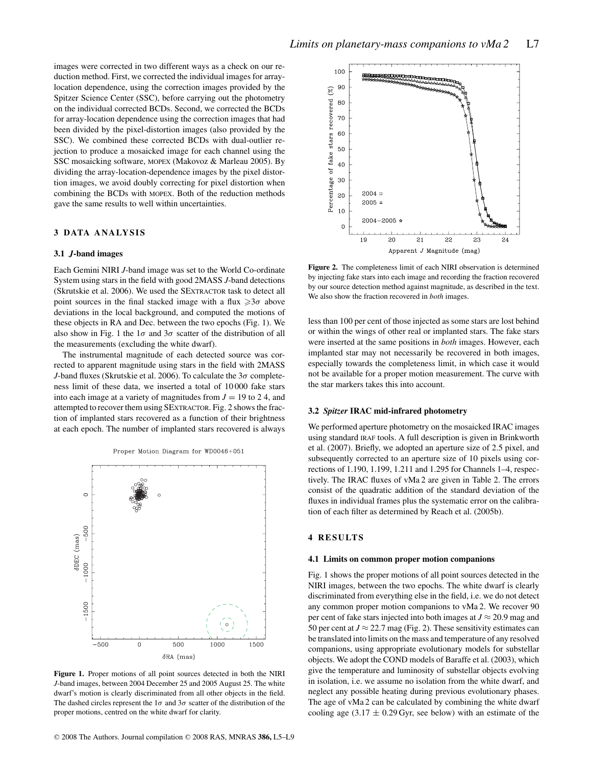images were corrected in two different ways as a check on our reduction method. First, we corrected the individual images for array-location dependence, using the correction images provided by the Spitzer Science Center (SSC), before carrying out the photometry on the individual corrected BCDs. Second, we corrected the BCDs for array-location dependence using the correction images that had been divided by the pixel-distortion images (also provided by the SSC). We combined these corrected BCDs with dual-outlier rejection to produce a mosaicked image for each channel using the SSC mosaicking software, MOPEX (Makovoz & Marleau 2005). By dividing the array-location-dependence images by the pixel distortion images, we avoid doubly correcting for pixel distortion when combining the BCDs with MOPEX. Both of the reduction methods gave the same results to well within uncertainties.

## 3 DATA ANALYSIS

### 3.1 *J*-band images

Each Gemini NIRI *J*-band image was set to the World Co-ordinate System using stars in the field with good 2MASS *J*-band detections (Skrutskie et al. 2006). We used the SEXTRACTOR task to detect all point sources in the final stacked image with a flux $\geqslant 3\sigma$ above deviations in the local background, and computed the motions of these objects in RA and Dec. between the two epochs (Fig. 1). We also show in Fig. 1 the $1\sigma$ and $3\sigma$ scatter of the distribution of all the measurements (excluding the white dwarf).

The instrumental magnitude of each detected source was corrected to apparent magnitude using stars in the field with 2MASS *J*-band fluxes (Skrutskie et al. 2006). To calculate the $3\sigma$ completeness limit of these data, we inserted a total of 10 000 fake stars into each image at a variety of magnitudes from $J = 19$ to 2 4, and attempted to recover them using SEXTRACTOR. Fig. 2 shows the fraction of implanted stars recovered as a function of their brightness at each epoch. The number of implanted stars recovered is always less than 100 per cent of those injected as some stars are lost behind or within the wings of other real or implanted stars. The fake stars were inserted at the same positions in *both* images. However, each implanted star may not necessarily be recovered in both images, especially towards the completeness limit, in which case it would not be available for a proper motion measurement. The curve with the star markers takes this into account.

**Figure 1.** Proper motions of all point sources detected in both the NIRI *J*-band images, between 2004 December 25 and 2005 August 25. The white dwarf's motion is clearly discriminated from all other objects in the field. The dashed circles represent the $1\sigma$ and $3\sigma$ scatter of the distribution of the proper motions, centred on the white dwarf for clarity.

**Figure 2.** The completeness limit of each NIRI observation is determined by injecting fake stars into each image and recording the fraction recovered by our source detection method against magnitude, as described in the text. We also show the fraction recovered in *both* images.

### 3.2 *Spitzer* IRAC mid-infrared photometry

We performed aperture photometry on the mosaicked IRAC images using standard IRAF tools. A full description is given in Brinkworth et al. (2007). Briefly, we adopted an aperture size of 2.5 pixel, and subsequently corrected to an aperture size of 10 pixels using corrections of 1.190, 1.199, 1.211 and 1.295 for Channels 1–4, respectively. The IRAC fluxes of vMa 2 are given in Table 2. The errors consist of the quadratic addition of the standard deviation of the fluxes in individual frames plus the systematic error on the calibration of each filter as determined by Reach et al. (2005b).

## 4 RESULTS

### 4.1 Limits on common proper motion companions

Fig. 1 shows the proper motions of all point sources detected in the NIRI images, between the two epochs. The white dwarf is clearly discriminated from everything else in the field, i.e. we do not detect any common proper motion companions to vMa 2. We recover 90 per cent of fake stars injected into both images at $J \approx 20.9$ mag and 50 per cent at $J \approx 22.7$ mag (Fig. 2). These sensitivity estimates can be translated into limits on the mass and temperature of any resolved companions, using appropriate evolutionary models for substellar objects. We adopt the COND models of Baraffe et al. (2003), which give the temperature and luminosity of substellar objects evolving in isolation, i.e. we assume no isolation from the white dwarf, and neglect any possible heating during previous evolutionary phases. The age of vMa 2 can be calculated by combining the white dwarf cooling age ($3.17 \pm 0.29$ Gyr, see below) with an estimate of the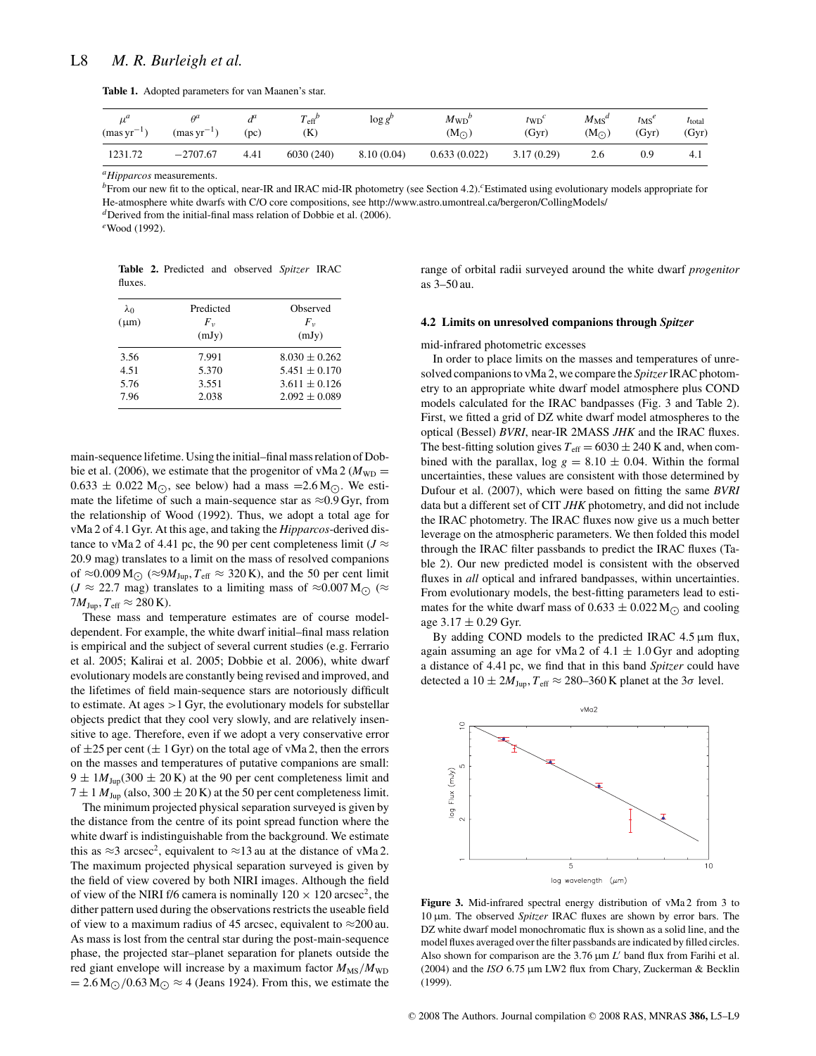**Table 1.** Adopted parameters for van Maanen's star.

| $\mu^a$ (mas yr$^{-1}$) | $\theta^a$ (mas yr$^{-1}$) | $d^a$ (pc) | $T_{\rm eff}{}^b$ (K) | $\log g^b$ | $M_{\rm WD}{}^b$ (M$_\odot$) | $t_{\rm WD}{}^c$ (Gyr) | $M_{\rm MS}{}^d$ (M$_\odot$) | $t_{\rm MS}{}^e$ (Gyr) | $t_{\rm total}$ (Gyr) |
|---|---|---|---|---|---|---|---|---|---|
| 1231.72 | −2707.67 | 4.41 | 6030 (240) | 8.10 (0.04) | 0.633 (0.022) | 3.17 (0.29) | 2.6 | 0.9 | 4.1 |

[a] *Hipparcos* measurements.
[b] From our new fit to the optical, near-IR and IRAC mid-IR photometry (see Section 4.2).[c] Estimated using evolutionary models appropriate for He-atmosphere white dwarfs with C/O core compositions, see http://www.astro.umontreal.ca/bergeron/CollingModels/
[d] Derived from the initial-final mass relation of Dobbie et al. (2006).
[e] Wood (1992).

**Table 2.** Predicted and observed *Spitzer* IRAC fluxes.

| $\lambda_0$ (μm) | Predicted $F_\nu$ (mJy) | Observed $F_\nu$ (mJy) |
|---|---|---|
| 3.56 | 7.991 | 8.030 ± 0.262 |
| 4.51 | 5.370 | 5.451 ± 0.170 |
| 5.76 | 3.551 | 3.611 ± 0.126 |
| 7.96 | 2.038 | 2.092 ± 0.089 |

main-sequence lifetime. Using the initial–final mass relation of Dobbie et al. (2006), we estimate that the progenitor of vMa 2 ($M_{\rm WD}$ = 0.633 ± 0.022 M$_\odot$, see below) had a mass =2.6 M$_\odot$. We estimate the lifetime of such a main-sequence star as ≈0.9 Gyr, from the relationship of Wood (1992). Thus, we adopt a total age for vMa 2 of 4.1 Gyr. At this age, and taking the *Hipparcos*-derived distance to vMa 2 of 4.41 pc, the 90 per cent completeness limit ($J \approx$ 20.9 mag) translates to a limit on the mass of resolved companions of ≈0.009 M$_\odot$ (≈9$M_{\rm Jup}$, $T_{\rm eff} \approx$ 320 K), and the 50 per cent limit ($J \approx$ 22.7 mag) translates to a limiting mass of ≈0.007 M$_\odot$ (≈ 7$M_{\rm Jup}$, $T_{\rm eff} \approx$ 280 K).

These mass and temperature estimates are of course model-dependent. For example, the white dwarf initial–final mass relation is empirical and the subject of several current studies (e.g. Ferrario et al. 2005; Kalirai et al. 2005; Dobbie et al. 2006), white dwarf evolutionary models are constantly being revised and improved, and the lifetimes of field main-sequence stars are notoriously difficult to estimate. At ages >1 Gyr, the evolutionary models for substellar objects predict that they cool very slowly, and are relatively insensitive to age. Therefore, even if we adopt a very conservative error of ±25 per cent (± 1 Gyr) on the total age of vMa 2, then the errors on the masses and temperatures of putative companions are small: 9 ± 1$M_{\rm Jup}$(300 ± 20 K) at the 90 per cent completeness limit and 7 ± 1 $M_{\rm Jup}$ (also, 300 ± 20 K) at the 50 per cent completeness limit.

The minimum projected physical separation surveyed is given by the distance from the centre of its point spread function where the white dwarf is indistinguishable from the background. We estimate this as ≈3 arcsec$^2$, equivalent to ≈13 au at the distance of vMa 2. The maximum projected physical separation surveyed is given by the field of view covered by both NIRI images. Although the field of view of the NIRI f/6 camera is nominally 120 × 120 arcsec$^2$, the dither pattern used during the observations restricts the useable field of view to a maximum radius of 45 arcsec, equivalent to ≈200 au. As mass is lost from the central star during the post-main-sequence phase, the projected star–planet separation for planets outside the red giant envelope will increase by a maximum factor $M_{\rm MS}/M_{\rm WD}$ = 2.6 M$_\odot$/0.63 M$_\odot$ ≈ 4 (Jeans 1924). From this, we estimate the range of orbital radii surveyed around the white dwarf *progenitor* as 3–50 au.

### 4.2 Limits on unresolved companions through *Spitzer* mid-infrared photometric excesses

In order to place limits on the masses and temperatures of unresolved companions to vMa 2, we compare the *Spitzer* IRAC photometry to an appropriate white dwarf model atmosphere plus COND models calculated for the IRAC bandpasses (Fig. 3 and Table 2). First, we fitted a grid of DZ white dwarf model atmospheres to the optical (Bessel) *BVRI*, near-IR 2MASS *JHK* and the IRAC fluxes. The best-fitting solution gives $T_{\rm eff}$ = 6030 ± 240 K and, when combined with the parallax, log $g$ = 8.10 ± 0.04. Within the formal uncertainties, these values are consistent with those determined by Dufour et al. (2007), which were based on fitting the same *BVRI* data but a different set of CIT *JHK* photometry, and did not include the IRAC photometry. The IRAC fluxes now give us a much better leverage on the atmospheric parameters. We then folded this model through the IRAC filter passbands to predict the IRAC fluxes (Table 2). Our new predicted model is consistent with the observed fluxes in *all* optical and infrared bandpasses, within uncertainties. From evolutionary models, the best-fitting parameters lead to estimates for the white dwarf mass of 0.633 ± 0.022 M$_\odot$ and cooling age 3.17 ± 0.29 Gyr.

By adding COND models to the predicted IRAC 4.5 μm flux, again assuming an age for vMa 2 of 4.1 ± 1.0 Gyr and adopting a distance of 4.41 pc, we find that in this band *Spitzer* could have detected a 10 ± 2$M_{\rm Jup}$, $T_{\rm eff} \approx$ 280–360 K planet at the 3$\sigma$ level.

**Figure 3.** Mid-infrared spectral energy distribution of vMa 2 from 3 to 10 μm. The observed *Spitzer* IRAC fluxes are shown by error bars. The DZ white dwarf model monochromatic flux is shown as a solid line, and the model fluxes averaged over the filter passbands are indicated by filled circles. Also shown for comparison are the 3.76 μm $L'$ band flux from Farihi et al. (2004) and the *ISO* 6.75 μm LW2 flux from Chary, Zuckerman & Becklin (1999).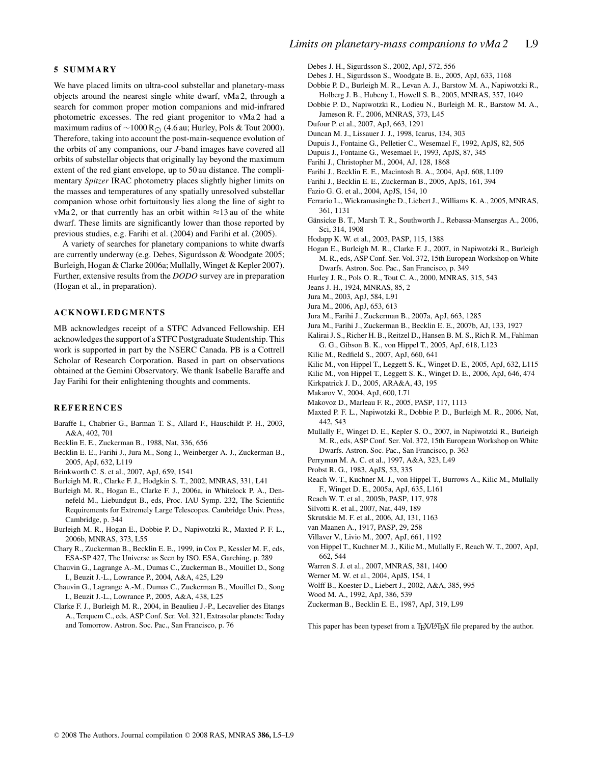## 5 SUMMARY

We have placed limits on ultra-cool substellar and planetary-mass objects around the nearest single white dwarf, vMa 2, through a search for common proper motion companions and mid-infrared photometric excesses. The red giant progenitor to vMa 2 had a maximum radius of $\sim$1000 $R_\odot$ (4.6 au; Hurley, Pols & Tout 2000). Therefore, taking into account the post-main-sequence evolution of the orbits of any companions, our *J*-band images have covered all orbits of substellar objects that originally lay beyond the maximum extent of the red giant envelope, up to 50 au distance. The complimentary *Spitzer* IRAC photometry places slightly higher limits on the masses and temperatures of any spatially unresolved substellar companion whose orbit fortuitously lies along the line of sight to vMa 2, or that currently has an orbit within $\approx$13 au of the white dwarf. These limits are significantly lower than those reported by previous studies, e.g. Farihi et al. (2004) and Farihi et al. (2005).

A variety of searches for planetary companions to white dwarfs are currently underway (e.g. Debes, Sigurdsson & Woodgate 2005; Burleigh, Hogan & Clarke 2006a; Mullally, Winget & Kepler 2007). Further, extensive results from the *DODO* survey are in preparation (Hogan et al., in preparation).

## ACKNOWLEDGMENTS

MB acknowledges receipt of a STFC Advanced Fellowship. EH acknowledges the support of a STFC Postgraduate Studentship. This work is supported in part by the NSERC Canada. PB is a Cottrell Scholar of Research Corporation. Based in part on observations obtained at the Gemini Observatory. We thank Isabelle Baraffe and Jay Farihi for their enlightening thoughts and comments.

## REFERENCES

Baraffe I., Chabrier G., Barman T. S., Allard F., Hauschildt P. H., 2003, A&A, 402, 701

Becklin E. E., Zuckerman B., 1988, Nat, 336, 656

Becklin E. E., Farihi J., Jura M., Song I., Weinberger A. J., Zuckerman B., 2005, ApJ, 632, L119

Brinkworth C. S. et al., 2007, ApJ, 659, 1541

Burleigh M. R., Clarke F. J., Hodgkin S. T., 2002, MNRAS, 331, L41

Burleigh M. R., Hogan E., Clarke F. J., 2006a, in Whitelock P. A., Dennefeld M., Liebundgut B., eds, Proc. IAU Symp. 232, The Scientific Requirements for Extremely Large Telescopes. Cambridge Univ. Press, Cambridge, p. 344

Burleigh M. R., Hogan E., Dobbie P. D., Napiwotzki R., Maxted P. F. L., 2006b, MNRAS, 373, L55

Chary R., Zuckerman B., Becklin E. E., 1999, in Cox P., Kessler M. F., eds, ESA-SP 427, The Universe as Seen by ISO. ESA, Garching, p. 289

Chauvin G., Lagrange A.-M., Dumas C., Zuckerman B., Mouillet D., Song I., Beuzit J.-L., Lowrance P., 2004, A&A, 425, L29

Chauvin G., Lagrange A.-M., Dumas C., Zuckerman B., Mouillet D., Song I., Beuzit J.-L., Lowrance P., 2005, A&A, 438, L25

Clarke F. J., Burleigh M. R., 2004, in Beaulieu J.-P., Lecavelier des Etangs A., Terquem C., eds, ASP Conf. Ser. Vol. 321, Extrasolar planets: Today and Tomorrow. Astron. Soc. Pac., San Francisco, p. 76

Debes J. H., Sigurdsson S., 2002, ApJ, 572, 556

Debes J. H., Sigurdsson S., Woodgate B. E., 2005, ApJ, 633, 1168

Dobbie P. D., Burleigh M. R., Levan A. J., Barstow M. A., Napiwotzki R., Holberg J. B., Hubeny I., Howell S. B., 2005, MNRAS, 357, 1049

Dobbie P. D., Napiwotzki R., Lodieu N., Burleigh M. R., Barstow M. A., Jameson R. F., 2006, MNRAS, 373, L45

Dufour P. et al., 2007, ApJ, 663, 1291

Duncan M. J., Lissauer J. J., 1998, Icarus, 134, 303

Dupuis J., Fontaine G., Pelletier C., Wesemael F., 1992, ApJS, 82, 505

Dupuis J., Fontaine G., Wesemael F., 1993, ApJS, 87, 345

Farihi J., Christopher M., 2004, AJ, 128, 1868

Farihi J., Becklin E. E., Macintosh B. A., 2004, ApJ, 608, L109

Farihi J., Becklin E. E., Zuckerman B., 2005, ApJS, 161, 394

Fazio G. G. et al., 2004, ApJS, 154, 10

Ferrario L., Wickramasinghe D., Liebert J., Williams K. A., 2005, MNRAS, 361, 1131

Gänsicke B. T., Marsh T. R., Southworth J., Rebassa-Mansergas A., 2006, Sci, 314, 1908

Hodapp K. W. et al., 2003, PASP, 115, 1388

Hogan E., Burleigh M. R., Clarke F. J., 2007, in Napiwotzki R., Burleigh M. R., eds, ASP Conf. Ser. Vol. 372, 15th European Workshop on White Dwarfs. Astron. Soc. Pac., San Francisco, p. 349

Hurley J. R., Pols O. R., Tout C. A., 2000, MNRAS, 315, 543

Jeans J. H., 1924, MNRAS, 85, 2

Jura M., 2003, ApJ, 584, L91

Jura M., 2006, ApJ, 653, 613

Jura M., Farihi J., Zuckerman B., 2007a, ApJ, 663, 1285

Jura M., Farihi J., Zuckerman B., Becklin E. E., 2007b, AJ, 133, 1927

Kalirai J. S., Richer H. B., Reitzel D., Hansen B. M. S., Rich R. M., Fahlman G. G., Gibson B. K., von Hippel T., 2005, ApJ, 618, L123

Kilic M., Redfield S., 2007, ApJ, 660, 641

Kilic M., von Hippel T., Leggett S. K., Winget D. E., 2005, ApJ, 632, L115

Kilic M., von Hippel T., Leggett S. K., Winget D. E., 2006, ApJ, 646, 474

Kirkpatrick J. D., 2005, ARA&A, 43, 195

Makarov V., 2004, ApJ, 600, L71

Makovoz D., Marleau F. R., 2005, PASP, 117, 1113

Maxted P. F. L., Napiwotzki R., Dobbie P. D., Burleigh M. R., 2006, Nat, 442, 543

Mullally F., Winget D. E., Kepler S. O., 2007, in Napiwotzki R., Burleigh M. R., eds, ASP Conf. Ser. Vol. 372, 15th European Workshop on White Dwarfs. Astron. Soc. Pac., San Francisco, p. 363

Perryman M. A. C. et al., 1997, A&A, 323, L49

Probst R. G., 1983, ApJS, 53, 335

Reach W. T., Kuchner M. J., von Hippel T., Burrows A., Kilic M., Mullally F., Winget D. E., 2005a, ApJ, 635, L161

Reach W. T. et al., 2005b, PASP, 117, 978

Silvotti R. et al., 2007, Nat, 449, 189

Skrutskie M. F. et al., 2006, AJ, 131, 1163

van Maanen A., 1917, PASP, 29, 258

Villaver V., Livio M., 2007, ApJ, 661, 1192

von Hippel T., Kuchner M. J., Kilic M., Mullally F., Reach W. T., 2007, ApJ, 662, 544

Warren S. J. et al., 2007, MNRAS, 381, 1400

Werner M. W. et al., 2004, ApJS, 154, 1

Wolff B., Koester D., Liebert J., 2002, A&A, 385, 995

Wood M. A., 1992, ApJ, 386, 539

Zuckerman B., Becklin E. E., 1987, ApJ, 319, L99

This paper has been typeset from a TEX/LATEX file prepared by the author.